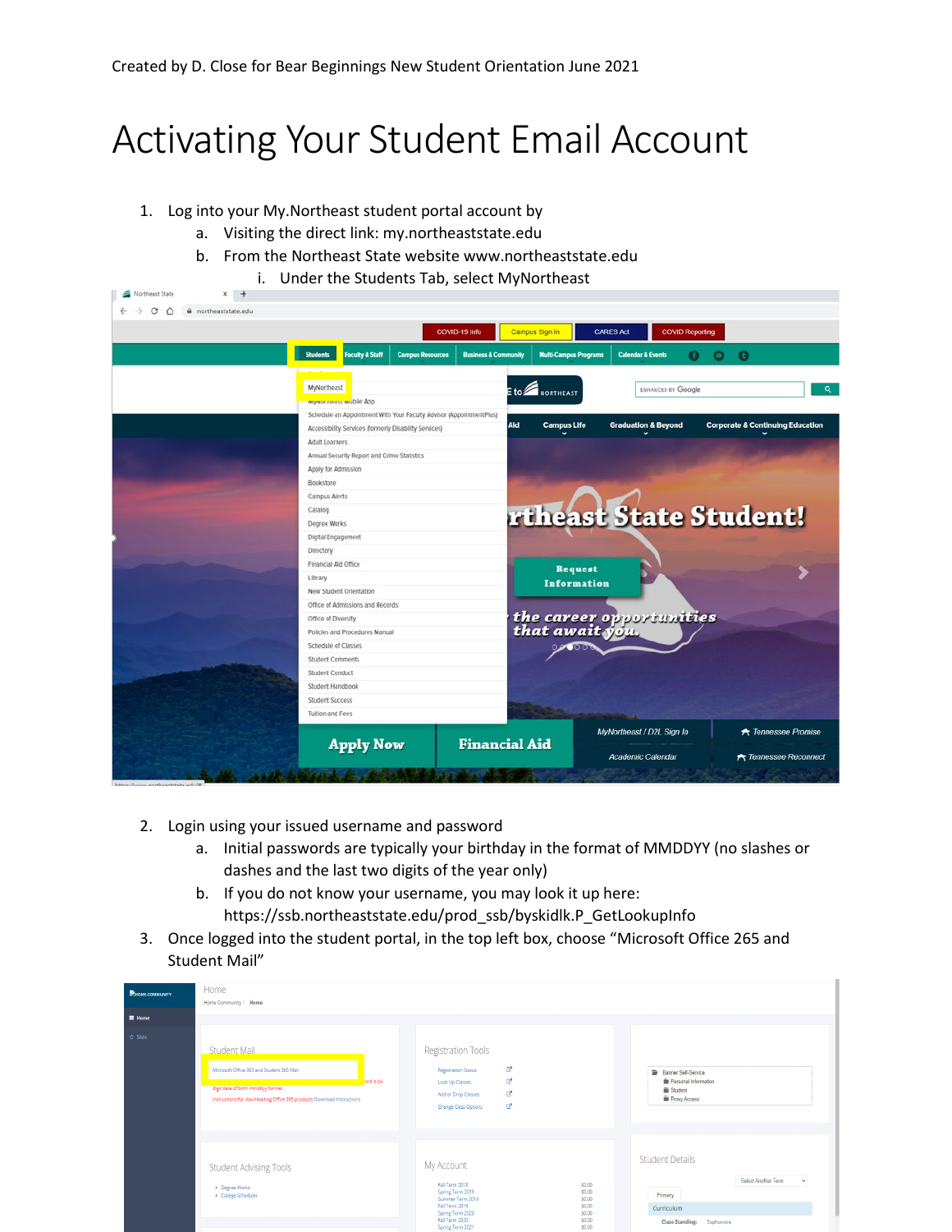Created by D. Close for Bear Beginnings New Student Orientation June 2021

# Activating Your Student Email Account

1. Log into your My.Northeast student portal account by
   a. Visiting the direct link: my.northeaststate.edu
   b. From the Northeast State website www.northeaststate.edu
      i. Under the Students Tab, select MyNortheast

2. Login using your issued username and password
   a. Initial passwords are typically your birthday in the format of MMDDYY (no slashes or dashes and the last two digits of the year only)
   b. If you do not know your username, you may look it up here: https://ssb.northeaststate.edu/prod_ssb/byskidlk.P_GetLookupInfo
3. Once logged into the student portal, in the top left box, choose "Microsoft Office 265 and Student Mail"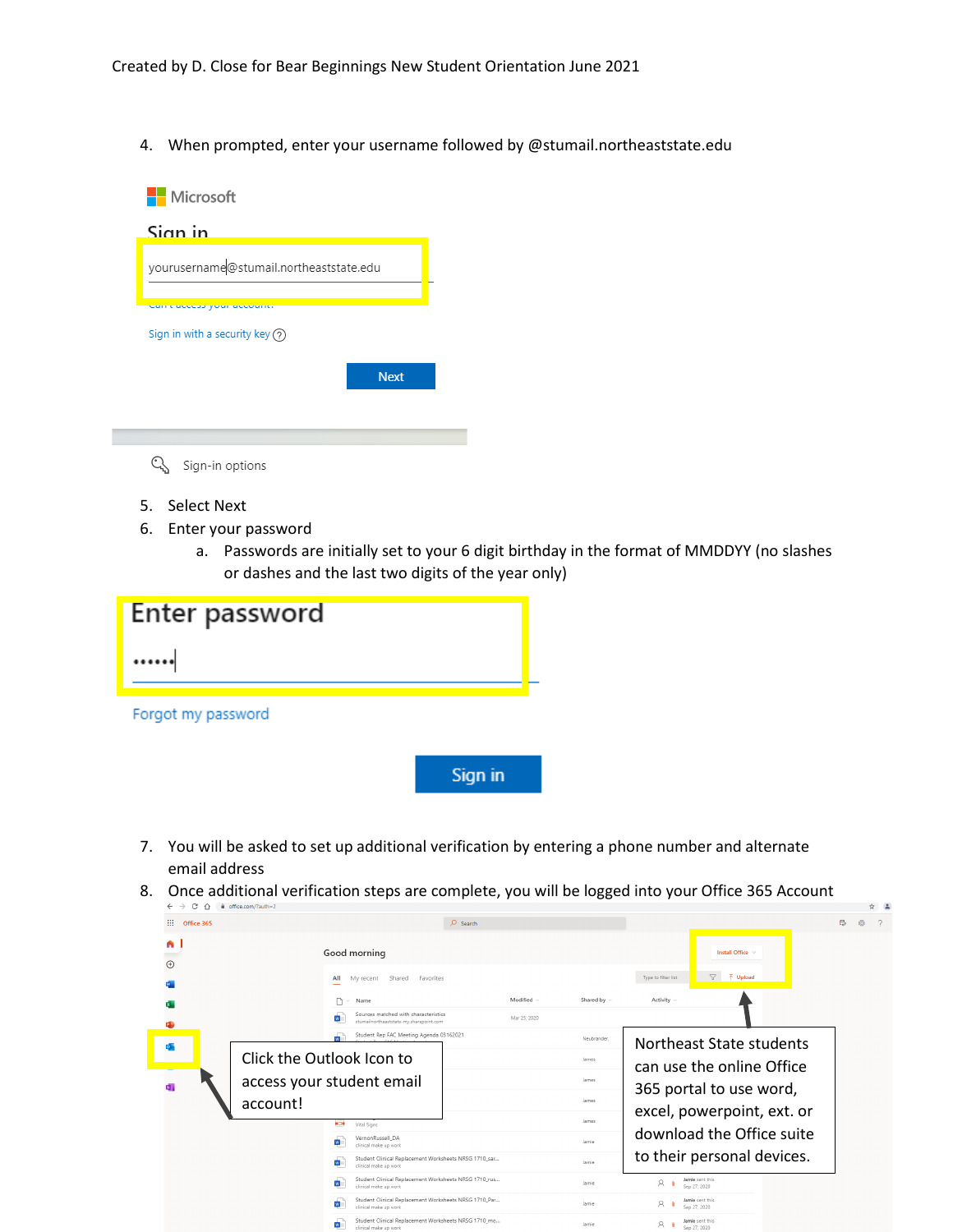4. When prompted, enter your username followed by @stumail.northeaststate.edu

Microsoft

Sign in

yourusername@stumail.northeaststate.edu

Sign in with a security key

Next

Sign-in options

5. Select Next
6. Enter your password
   a. Passwords are initially set to your 6 digit birthday in the format of MMDDYY (no slashes or dashes and the last two digits of the year only)

Enter password

••••••

Forgot my password

Sign in

7. You will be asked to set up additional verification by entering a phone number and alternate email address
8. Once additional verification steps are complete, you will be logged into your Office 365 Account

Click the Outlook Icon to access your student email account!

Northeast State students can use the online Office 365 portal to use word, excel, powerpoint, ext. or download the Office suite to their personal devices.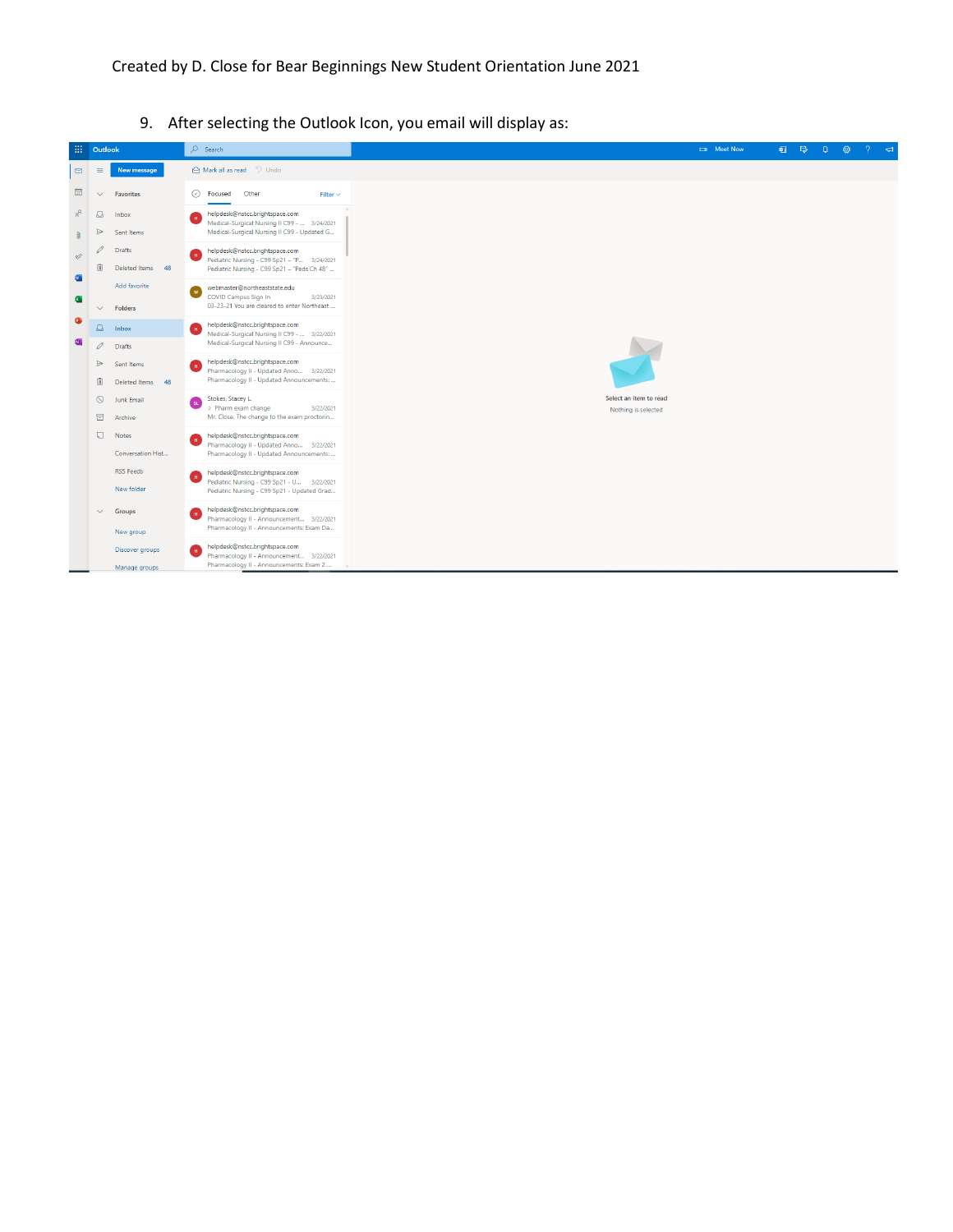9. After selecting the Outlook Icon, you email will display as: